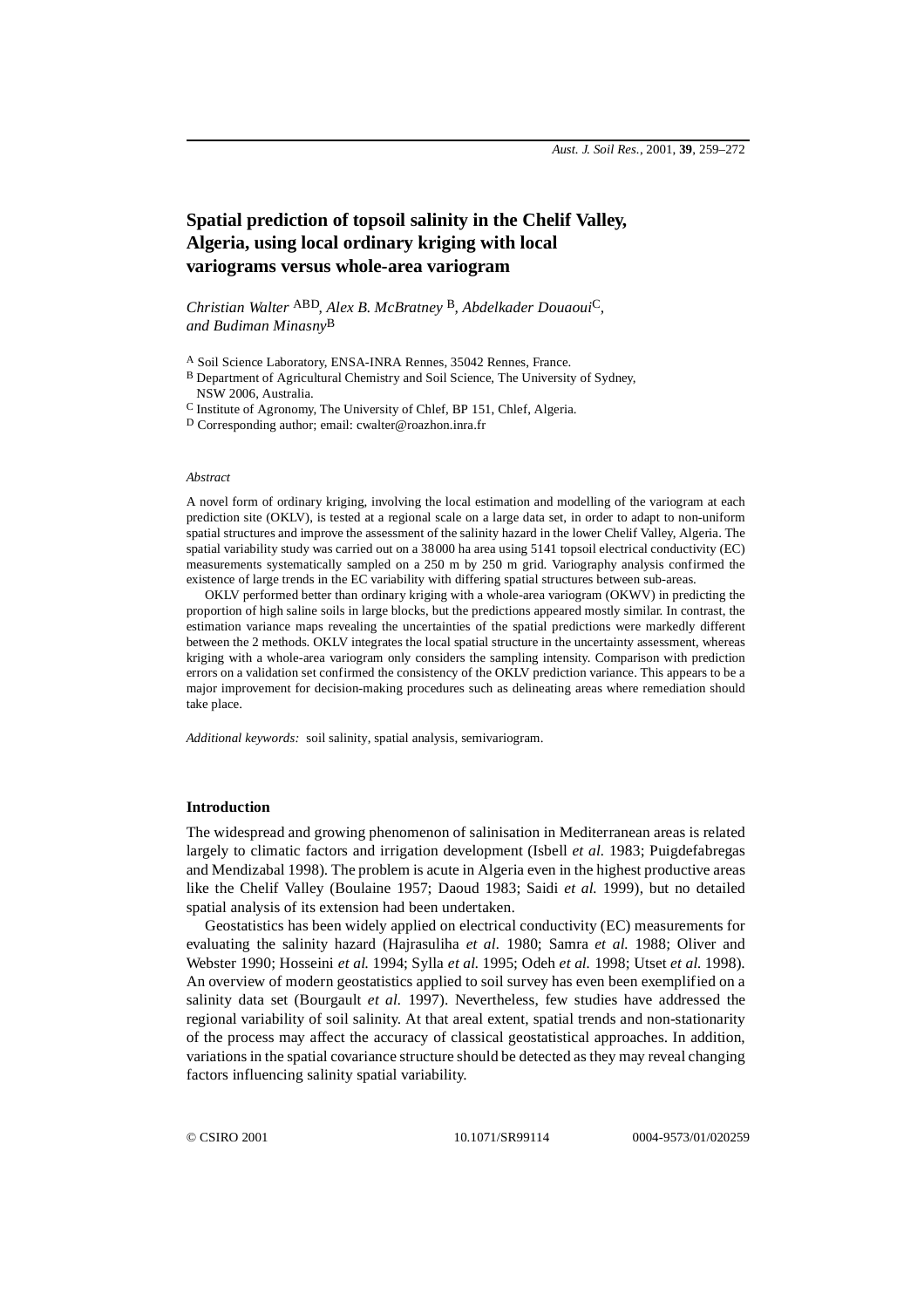# Spatial prediction of topsoil salinity in the Chelif Valley, Algeria, using local ordinary kriging with local variograms versus whole-area variogram

*Christian Walter*[ABD], *Alex B. McBratney*[B], *Abdelkader Douaoui*[C], *and Budiman Minasny*[B]

[A] Soil Science Laboratory, ENSA-INRA Rennes, 35042 Rennes, France.
[B] Department of Agricultural Chemistry and Soil Science, The University of Sydney, NSW 2006, Australia.
[C] Institute of Agronomy, The University of Chlef, BP 151, Chlef, Algeria.
[D] Corresponding author; email: cwalter@roazhon.inra.fr

*Abstract*

A novel form of ordinary kriging, involving the local estimation and modelling of the variogram at each prediction site (OKLV), is tested at a regional scale on a large data set, in order to adapt to non-uniform spatial structures and improve the assessment of the salinity hazard in the lower Chelif Valley, Algeria. The spatial variability study was carried out on a 38 000 ha area using 5141 topsoil electrical conductivity (EC) measurements systematically sampled on a 250 m by 250 m grid. Variography analysis confirmed the existence of large trends in the EC variability with differing spatial structures between sub-areas.

OKLV performed better than ordinary kriging with a whole-area variogram (OKWV) in predicting the proportion of high saline soils in large blocks, but the predictions appeared mostly similar. In contrast, the estimation variance maps revealing the uncertainties of the spatial predictions were markedly different between the 2 methods. OKLV integrates the local spatial structure in the uncertainty assessment, whereas kriging with a whole-area variogram only considers the sampling intensity. Comparison with prediction errors on a validation set confirmed the consistency of the OKLV prediction variance. This appears to be a major improvement for decision-making procedures such as delineating areas where remediation should take place.

*Additional keywords:* soil salinity, spatial analysis, semivariogram.

## Introduction

The widespread and growing phenomenon of salinisation in Mediterranean areas is related largely to climatic factors and irrigation development (Isbell *et al.* 1983; Puigdefabregas and Mendizabal 1998). The problem is acute in Algeria even in the highest productive areas like the Chelif Valley (Boulaine 1957; Daoud 1983; Saidi *et al.* 1999), but no detailed spatial analysis of its extension had been undertaken.

Geostatistics has been widely applied on electrical conductivity (EC) measurements for evaluating the salinity hazard (Hajrasuliha *et al.* 1980; Samra *et al.* 1988; Oliver and Webster 1990; Hosseini *et al.* 1994; Sylla *et al.* 1995; Odeh *et al.* 1998; Utset *et al.* 1998). An overview of modern geostatistics applied to soil survey has even been exemplified on a salinity data set (Bourgault *et al.* 1997). Nevertheless, few studies have addressed the regional variability of soil salinity. At that areal extent, spatial trends and non-stationarity of the process may affect the accuracy of classical geostatistical approaches. In addition, variations in the spatial covariance structure should be detected as they may reveal changing factors influencing salinity spatial variability.

© CSIRO 2001 10.1071/SR99114 0004-9573/01/020259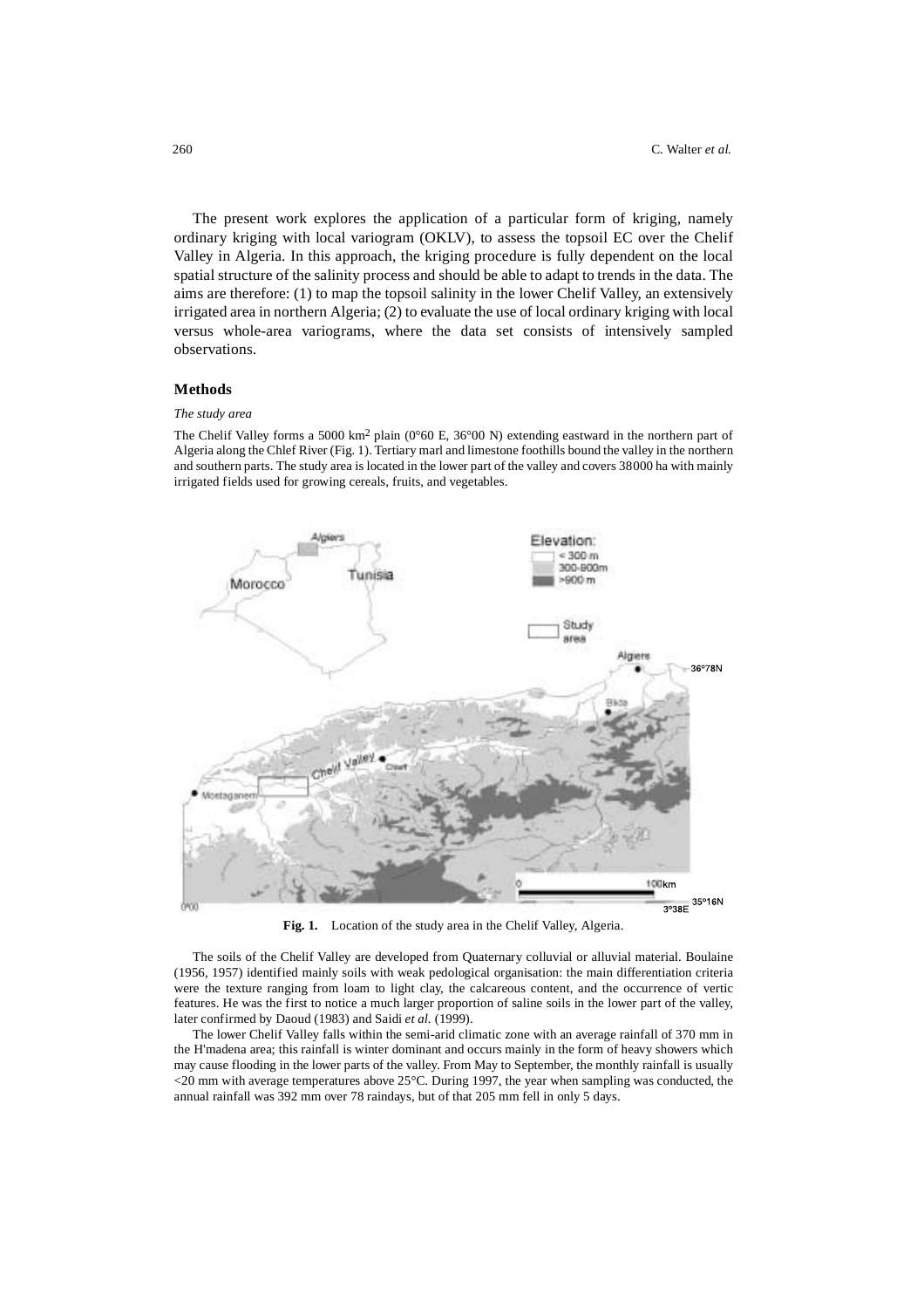The present work explores the application of a particular form of kriging, namely ordinary kriging with local variogram (OKLV), to assess the topsoil EC over the Chelif Valley in Algeria. In this approach, the kriging procedure is fully dependent on the local spatial structure of the salinity process and should be able to adapt to trends in the data. The aims are therefore: (1) to map the topsoil salinity in the lower Chelif Valley, an extensively irrigated area in northern Algeria; (2) to evaluate the use of local ordinary kriging with local versus whole-area variograms, where the data set consists of intensively sampled observations.

## Methods

### *The study area*

The Chelif Valley forms a 5000 km$^2$ plain (0°60 E, 36°00 N) extending eastward in the northern part of Algeria along the Chlef River (Fig. 1). Tertiary marl and limestone foothills bound the valley in the northern and southern parts. The study area is located in the lower part of the valley and covers 38000 ha with mainly irrigated fields used for growing cereals, fruits, and vegetables.

**Fig. 1.** Location of the study area in the Chelif Valley, Algeria.

The soils of the Chelif Valley are developed from Quaternary colluvial or alluvial material. Boulaine (1956, 1957) identified mainly soils with weak pedological organisation: the main differentiation criteria were the texture ranging from loam to light clay, the calcareous content, and the occurrence of vertic features. He was the first to notice a much larger proportion of saline soils in the lower part of the valley, later confirmed by Daoud (1983) and Saidi *et al.* (1999).

The lower Chelif Valley falls within the semi-arid climatic zone with an average rainfall of 370 mm in the H'madena area; this rainfall is winter dominant and occurs mainly in the form of heavy showers which may cause flooding in the lower parts of the valley. From May to September, the monthly rainfall is usually <20 mm with average temperatures above 25°C. During 1997, the year when sampling was conducted, the annual rainfall was 392 mm over 78 raindays, but of that 205 mm fell in only 5 days.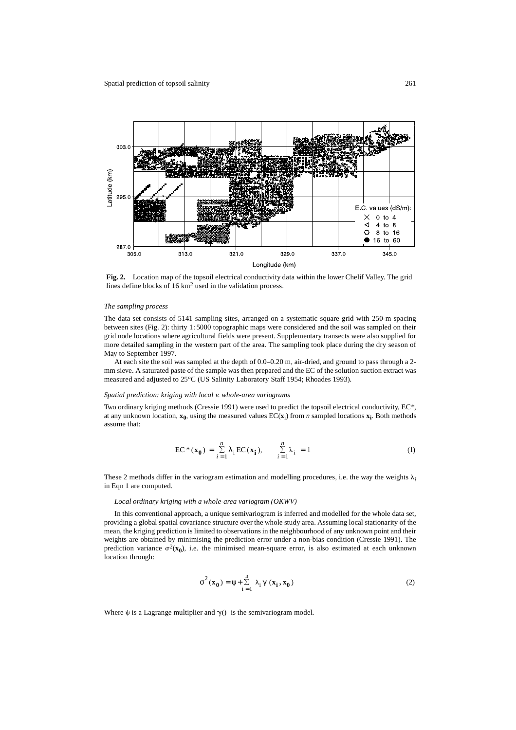**Fig. 2.** Location map of the topsoil electrical conductivity data within the lower Chelif Valley. The grid lines define blocks of 16 km$^2$ used in the validation process.

### *The sampling process*

The data set consists of 5141 sampling sites, arranged on a systematic square grid with 250-m spacing between sites (Fig. 2): thirty 1:5000 topographic maps were considered and the soil was sampled on their grid node locations where agricultural fields were present. Supplementary transects were also supplied for more detailed sampling in the western part of the area. The sampling took place during the dry season of May to September 1997.

At each site the soil was sampled at the depth of 0.0–0.20 m, air-dried, and ground to pass through a 2-mm sieve. A saturated paste of the sample was then prepared and the EC of the solution suction extract was measured and adjusted to 25°C (US Salinity Laboratory Staff 1954; Rhoades 1993).

### *Spatial prediction: kriging with local v. whole-area variograms*

Two ordinary kriging methods (Cressie 1991) were used to predict the topsoil electrical conductivity, EC*, at any unknown location, $\mathbf{x_0}$, using the measured values EC($\mathbf{x}_i$) from $n$ sampled locations $\mathbf{x_i}$. Both methods assume that:

$$EC^*(\mathbf{x_0}) = \sum_{i=1}^{n} \lambda_i \, EC(\mathbf{x_i}), \qquad \sum_{i=1}^{n} \lambda_i = 1 \tag{1}$$

These 2 methods differ in the variogram estimation and modelling procedures, i.e. the way the weights $\lambda_i$ in Eqn 1 are computed.

#### *Local ordinary kriging with a whole-area variogram (OKWV)*

In this conventional approach, a unique semivariogram is inferred and modelled for the whole data set, providing a global spatial covariance structure over the whole study area. Assuming local stationarity of the mean, the kriging prediction is limited to observations in the neighbourhood of any unknown point and their weights are obtained by minimising the prediction error under a non-bias condition (Cressie 1991). The prediction variance $\sigma^2(\mathbf{x_0})$, i.e. the minimised mean-square error, is also estimated at each unknown location through:

$$\sigma^2(\mathbf{x_0}) = \psi + \sum_{i=1}^{n} \lambda_i \, \gamma(\mathbf{x_i}, \mathbf{x_0}) \tag{2}$$

Where $\psi$ is a Lagrange multiplier and $\gamma()$ is the semivariogram model.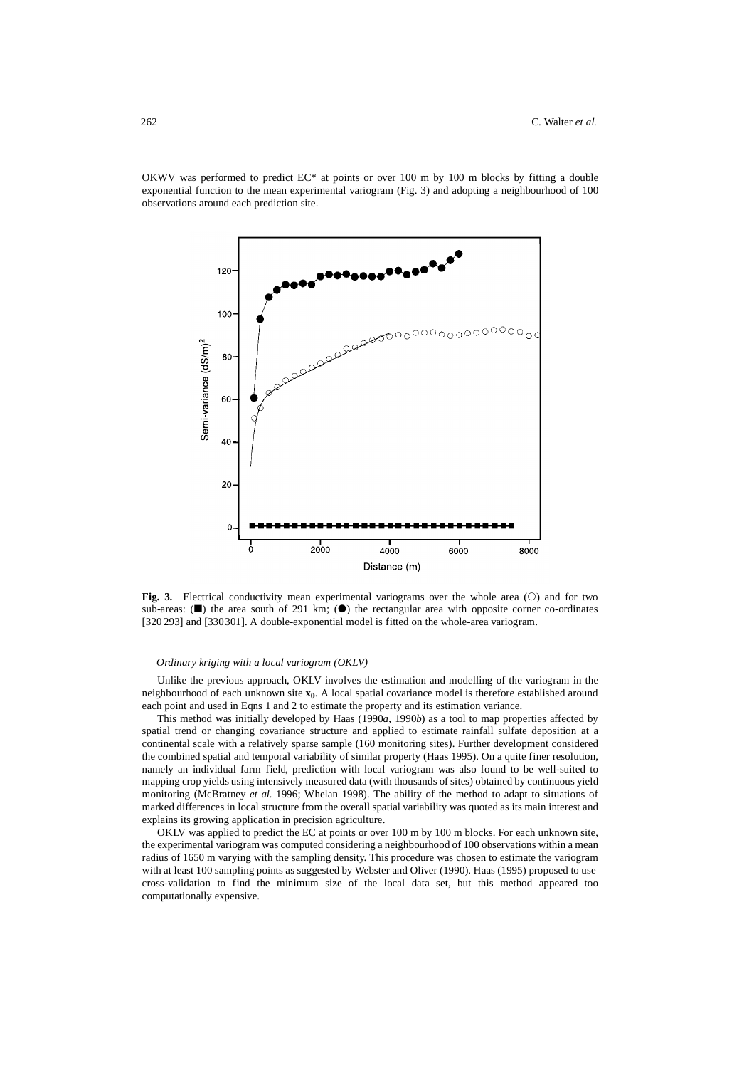OKWV was performed to predict EC* at points or over 100 m by 100 m blocks by fitting a double exponential function to the mean experimental variogram (Fig. 3) and adopting a neighbourhood of 100 observations around each prediction site.

**Fig. 3.** Electrical conductivity mean experimental variograms over the whole area (○) and for two sub-areas: (■) the area south of 291 km; (●) the rectangular area with opposite corner co-ordinates [320 293] and [330 301]. A double-exponential model is fitted on the whole-area variogram.

### *Ordinary kriging with a local variogram (OKLV)*

Unlike the previous approach, OKLV involves the estimation and modelling of the variogram in the neighbourhood of each unknown site $\mathbf{x_0}$. A local spatial covariance model is therefore established around each point and used in Eqns 1 and 2 to estimate the property and its estimation variance.

This method was initially developed by Haas (1990*a*, 1990*b*) as a tool to map properties affected by spatial trend or changing covariance structure and applied to estimate rainfall sulfate deposition at a continental scale with a relatively sparse sample (160 monitoring sites). Further development considered the combined spatial and temporal variability of similar property (Haas 1995). On a quite finer resolution, namely an individual farm field, prediction with local variogram was also found to be well-suited to mapping crop yields using intensively measured data (with thousands of sites) obtained by continuous yield monitoring (McBratney *et al.* 1996; Whelan 1998). The ability of the method to adapt to situations of marked differences in local structure from the overall spatial variability was quoted as its main interest and explains its growing application in precision agriculture.

OKLV was applied to predict the EC at points or over 100 m by 100 m blocks. For each unknown site, the experimental variogram was computed considering a neighbourhood of 100 observations within a mean radius of 1650 m varying with the sampling density. This procedure was chosen to estimate the variogram with at least 100 sampling points as suggested by Webster and Oliver (1990). Haas (1995) proposed to use cross-validation to find the minimum size of the local data set, but this method appeared too computationally expensive.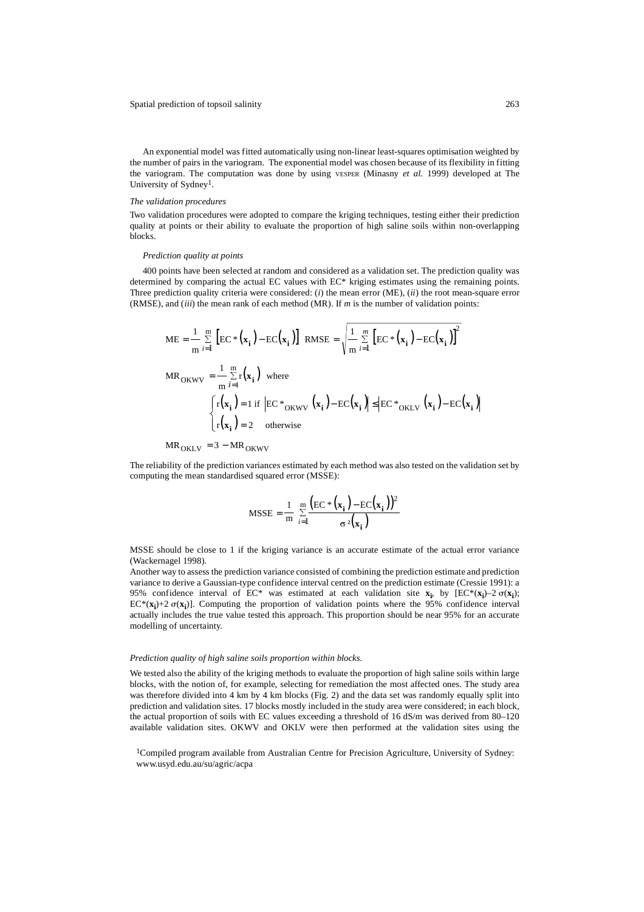An exponential model was fitted automatically using non-linear least-squares optimisation weighted by the number of pairs in the variogram. The exponential model was chosen because of its flexibility in fitting the variogram. The computation was done by using VESPER (Minasny *et al.* 1999) developed at The University of Sydney[1].

*The validation procedures*

Two validation procedures were adopted to compare the kriging techniques, testing either their prediction quality at points or their ability to evaluate the proportion of high saline soils within non-overlapping blocks.

*Prediction quality at points*

400 points have been selected at random and considered as a validation set. The prediction quality was determined by comparing the actual EC values with EC* kriging estimates using the remaining points. Three prediction quality criteria were considered: (*i*) the mean error (ME), (*ii*) the root mean-square error (RMSE), and (*iii*) the mean rank of each method (MR). If *m* is the number of validation points:

$$\mathrm{ME} = \frac{1}{\mathrm{m}} \sum_{i=1}^{\mathrm{m}} \left[\mathrm{EC}^*(\mathbf{x_i}) - \mathrm{EC}(\mathbf{x_i})\right] \quad \mathrm{RMSE} = \sqrt{\frac{1}{\mathrm{m}} \sum_{i=1}^{m} \left[\mathrm{EC}^*(\mathbf{x_i}) - \mathrm{EC}(\mathbf{x_i})\right]^2}$$

$$\mathrm{MR}_{\mathrm{OKWV}} = \frac{1}{\mathrm{m}} \sum_{i=1}^{\mathrm{m}} \mathrm{r}(\mathbf{x_i}) \quad \text{where}$$

$$\begin{cases} \mathrm{r}(\mathbf{x_i}) = 1 \text{ if } \left|\mathrm{EC}^*_{\mathrm{OKWV}}(\mathbf{x_i}) - \mathrm{EC}(\mathbf{x_i})\right| \le \left|\mathrm{EC}^*_{\mathrm{OKLV}}(\mathbf{x_i}) - \mathrm{EC}(\mathbf{x_i})\right| \\ \mathrm{r}(\mathbf{x_i}) = 2 \quad \text{otherwise} \end{cases}$$

$$\mathrm{MR}_{\mathrm{OKLV}} = 3 - \mathrm{MR}_{\mathrm{OKWV}}$$

The reliability of the prediction variances estimated by each method was also tested on the validation set by computing the mean standardised squared error (MSSE):

$$\mathrm{MSSE} = \frac{1}{\mathrm{m}} \sum_{i=1}^{\mathrm{m}} \frac{\left(\mathrm{EC}^*(\mathbf{x_i}) - \mathrm{EC}(\mathbf{x_i})\right)^2}{\sigma^2(\mathbf{x_i})}$$

MSSE should be close to 1 if the kriging variance is an accurate estimate of the actual error variance (Wackernagel 1998).

Another way to assess the prediction variance consisted of combining the prediction estimate and prediction variance to derive a Gaussian-type confidence interval centred on the prediction estimate (Cressie 1991): a 95% confidence interval of EC* was estimated at each validation site $\mathbf{x_i}$, by [$\mathrm{EC}^*(\mathbf{x_i})-2\,\sigma(\mathbf{x_i})$; $\mathrm{EC}^*(\mathbf{x_i})+2\,\sigma(\mathbf{x_i})$]. Computing the proportion of validation points where the 95% confidence interval actually includes the true value tested this approach. This proportion should be near 95% for an accurate modelling of uncertainty.

*Prediction quality of high saline soils proportion within blocks.*

We tested also the ability of the kriging methods to evaluate the proportion of high saline soils within large blocks, with the notion of, for example, selecting for remediation the most affected ones. The study area was therefore divided into 4 km by 4 km blocks (Fig. 2) and the data set was randomly equally split into prediction and validation sites. 17 blocks mostly included in the study area were considered; in each block, the actual proportion of soils with EC values exceeding a threshold of 16 dS/m was derived from 80–120 available validation sites. OKWV and OKLV were then performed at the validation sites using the

[1]Compiled program available from Australian Centre for Precision Agriculture, University of Sydney: www.usyd.edu.au/su/agric/acpa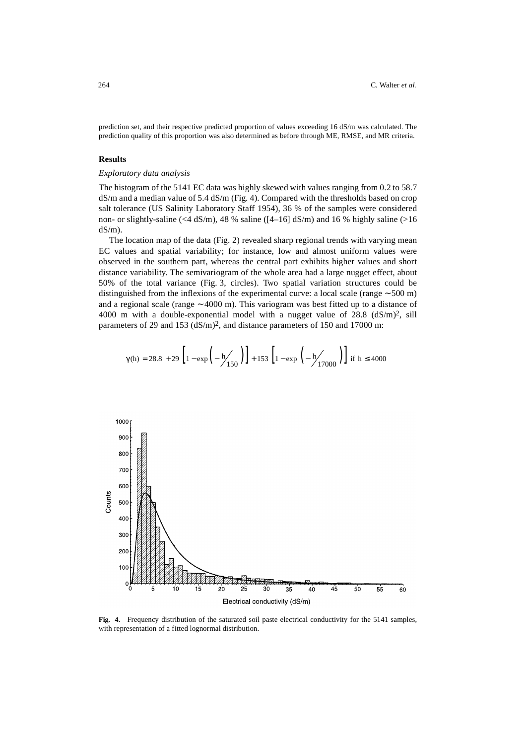prediction set, and their respective predicted proportion of values exceeding 16 dS/m was calculated. The prediction quality of this proportion was also determined as before through ME, RMSE, and MR criteria.

## Results

### *Exploratory data analysis*

The histogram of the 5141 EC data was highly skewed with values ranging from 0.2 to 58.7 dS/m and a median value of 5.4 dS/m (Fig. 4). Compared with the thresholds based on crop salt tolerance (US Salinity Laboratory Staff 1954), 36 % of the samples were considered non- or slightly-saline (<4 dS/m), 48 % saline ([4–16] dS/m) and 16 % highly saline (>16 dS/m).

The location map of the data (Fig. 2) revealed sharp regional trends with varying mean EC values and spatial variability; for instance, low and almost uniform values were observed in the southern part, whereas the central part exhibits higher values and short distance variability. The semivariogram of the whole area had a large nugget effect, about 50% of the total variance (Fig. 3, circles). Two spatial variation structures could be distinguished from the inflexions of the experimental curve: a local scale (range ~500 m) and a regional scale (range ~4000 m). This variogram was best fitted up to a distance of 4000 m with a double-exponential model with a nugget value of 28.8 $(dS/m)^2$, sill parameters of 29 and 153 $(dS/m)^2$, and distance parameters of 150 and 17000 m:

$$\gamma(h) = 28.8 + 29\left[1 - \exp\left(-h/_{150}\right)\right] + 153\left[1 - \exp\left(-h/_{17000}\right)\right] \text{ if } h \leq 4000$$

**Fig. 4.** Frequency distribution of the saturated soil paste electrical conductivity for the 5141 samples, with representation of a fitted lognormal distribution.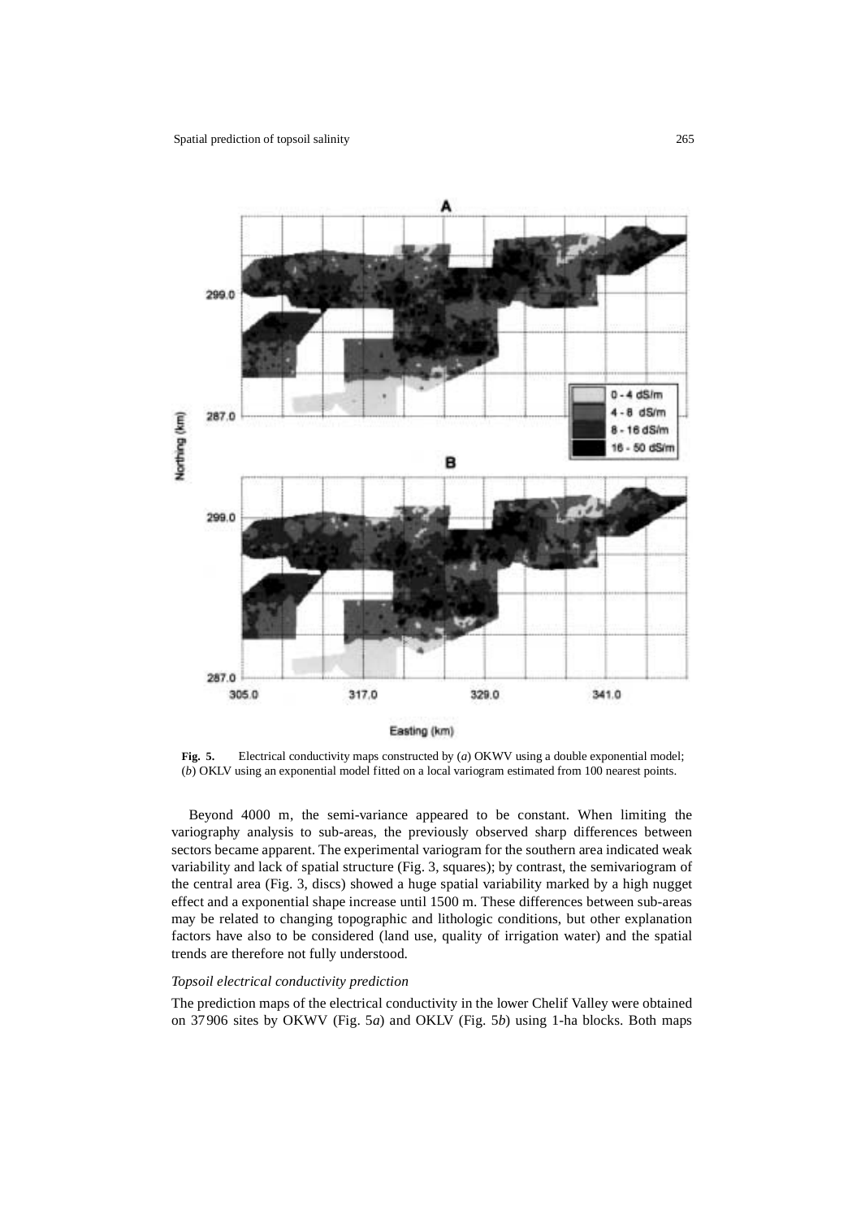**Fig. 5.** Electrical conductivity maps constructed by (*a*) OKWV using a double exponential model; (*b*) OKLV using an exponential model fitted on a local variogram estimated from 100 nearest points.

Beyond 4000 m, the semi-variance appeared to be constant. When limiting the variography analysis to sub-areas, the previously observed sharp differences between sectors became apparent. The experimental variogram for the southern area indicated weak variability and lack of spatial structure (Fig. 3, squares); by contrast, the semivariogram of the central area (Fig. 3, discs) showed a huge spatial variability marked by a high nugget effect and a exponential shape increase until 1500 m. These differences between sub-areas may be related to changing topographic and lithologic conditions, but other explanation factors have also to be considered (land use, quality of irrigation water) and the spatial trends are therefore not fully understood.

### *Topsoil electrical conductivity prediction*

The prediction maps of the electrical conductivity in the lower Chelif Valley were obtained on 37906 sites by OKWV (Fig. 5*a*) and OKLV (Fig. 5*b*) using 1-ha blocks. Both maps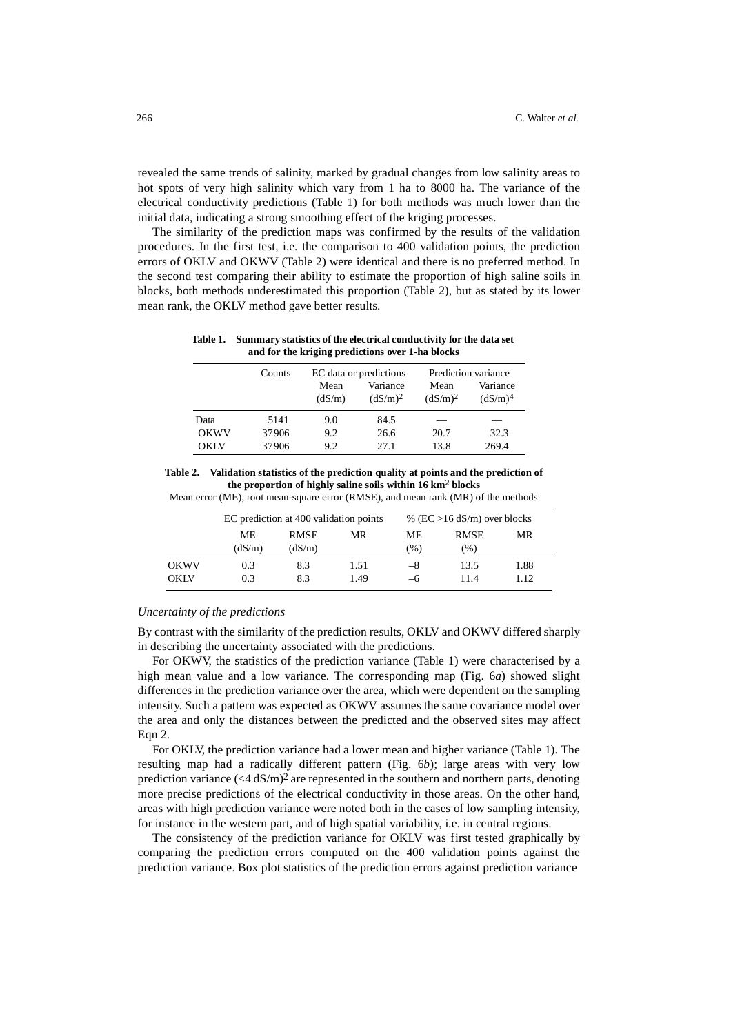revealed the same trends of salinity, marked by gradual changes from low salinity areas to hot spots of very high salinity which vary from 1 ha to 8000 ha. The variance of the electrical conductivity predictions (Table 1) for both methods was much lower than the initial data, indicating a strong smoothing effect of the kriging processes.

The similarity of the prediction maps was confirmed by the results of the validation procedures. In the first test, i.e. the comparison to 400 validation points, the prediction errors of OKLV and OKWV (Table 2) were identical and there is no preferred method. In the second test comparing their ability to estimate the proportion of high saline soils in blocks, both methods underestimated this proportion (Table 2), but as stated by its lower mean rank, the OKLV method gave better results.

**Table 1. Summary statistics of the electrical conductivity for the data set and for the kriging predictions over 1-ha blocks**

| | Counts | EC data or predictions | | Prediction variance | |
|---|---|---|---|---|---|
| | | Mean (dS/m) | Variance $(dS/m)^2$ | Mean $(dS/m)^2$ | Variance $(dS/m)^4$ |
| Data | 5141 | 9.0 | 84.5 | — | — |
| OKWV | 37906 | 9.2 | 26.6 | 20.7 | 32.3 |
| OKLV | 37906 | 9.2 | 27.1 | 13.8 | 269.4 |

**Table 2. Validation statistics of the prediction quality at points and the prediction of the proportion of highly saline soils within 16 km² blocks**

Mean error (ME), root mean-square error (RMSE), and mean rank (MR) of the methods

| | EC prediction at 400 validation points | | | % (EC >16 dS/m) over blocks | | |
|---|---|---|---|---|---|---|
| | ME (dS/m) | RMSE (dS/m) | MR | ME (%) | RMSE (%) | MR |
| OKWV | 0.3 | 8.3 | 1.51 | –8 | 13.5 | 1.88 |
| OKLV | 0.3 | 8.3 | 1.49 | –6 | 11.4 | 1.12 |

*Uncertainty of the predictions*

By contrast with the similarity of the prediction results, OKLV and OKWV differed sharply in describing the uncertainty associated with the predictions.

For OKWV, the statistics of the prediction variance (Table 1) were characterised by a high mean value and a low variance. The corresponding map (Fig. 6*a*) showed slight differences in the prediction variance over the area, which were dependent on the sampling intensity. Such a pattern was expected as OKWV assumes the same covariance model over the area and only the distances between the predicted and the observed sites may affect Eqn 2.

For OKLV, the prediction variance had a lower mean and higher variance (Table 1). The resulting map had a radically different pattern (Fig. 6*b*); large areas with very low prediction variance ($<4$ $(dS/m)^2$) are represented in the southern and northern parts, denoting more precise predictions of the electrical conductivity in those areas. On the other hand, areas with high prediction variance were noted both in the cases of low sampling intensity, for instance in the western part, and of high spatial variability, i.e. in central regions.

The consistency of the prediction variance for OKLV was first tested graphically by comparing the prediction errors computed on the 400 validation points against the prediction variance. Box plot statistics of the prediction errors against prediction variance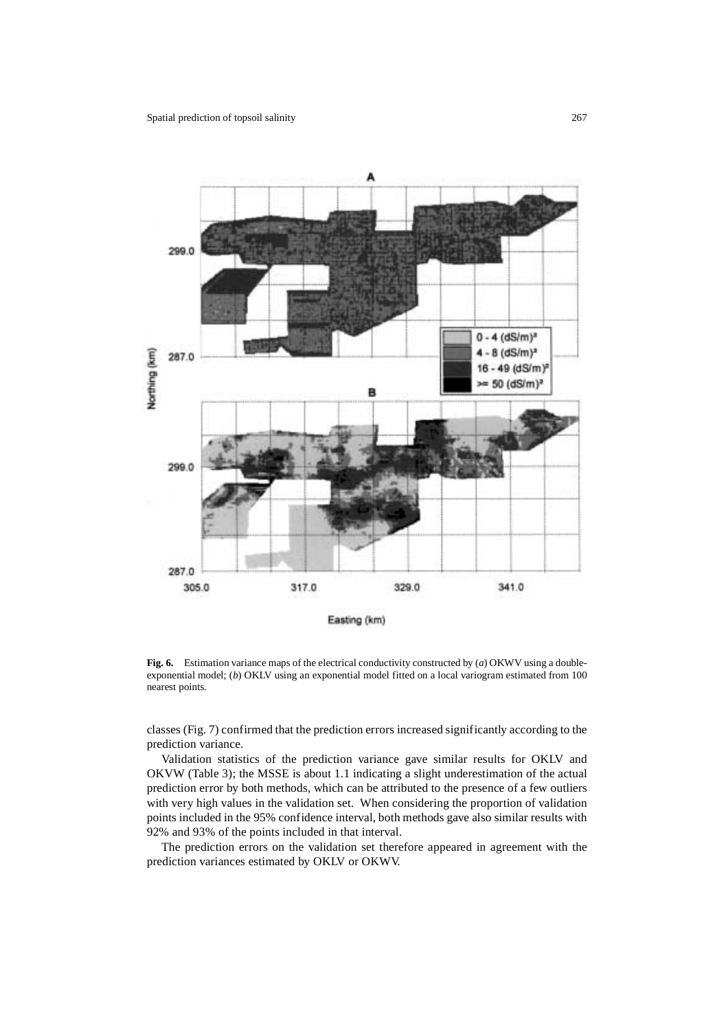**Fig. 6.** Estimation variance maps of the electrical conductivity constructed by (*a*) OKWV using a double-exponential model; (*b*) OKLV using an exponential model fitted on a local variogram estimated from 100 nearest points.

classes (Fig. 7) confirmed that the prediction errors increased significantly according to the prediction variance.

Validation statistics of the prediction variance gave similar results for OKLV and OKVW (Table 3); the MSSE is about 1.1 indicating a slight underestimation of the actual prediction error by both methods, which can be attributed to the presence of a few outliers with very high values in the validation set. When considering the proportion of validation points included in the 95% confidence interval, both methods gave also similar results with 92% and 93% of the points included in that interval.

The prediction errors on the validation set therefore appeared in agreement with the prediction variances estimated by OKLV or OKWV.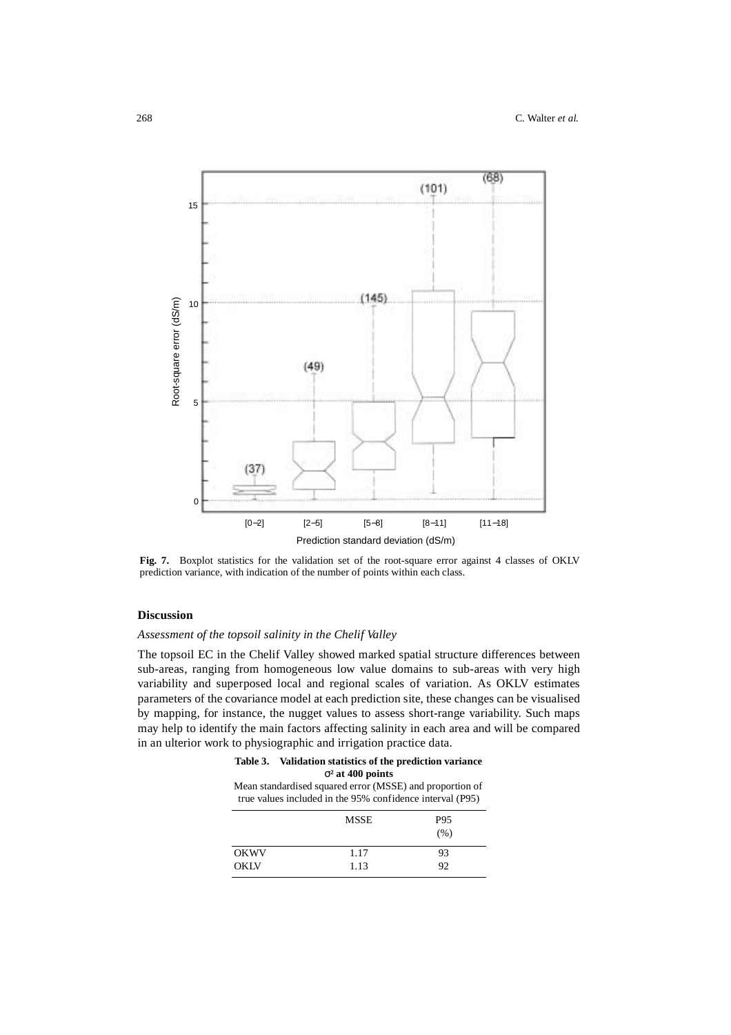**Fig. 7.** Boxplot statistics for the validation set of the root-square error against 4 classes of OKLV prediction variance, with indication of the number of points within each class.

## Discussion

### *Assessment of the topsoil salinity in the Chelif Valley*

The topsoil EC in the Chelif Valley showed marked spatial structure differences between sub-areas, ranging from homogeneous low value domains to sub-areas with very high variability and superposed local and regional scales of variation. As OKLV estimates parameters of the covariance model at each prediction site, these changes can be visualised by mapping, for instance, the nugget values to assess short-range variability. Such maps may help to identify the main factors affecting salinity in each area and will be compared in an ulterior work to physiographic and irrigation practice data.

**Table 3. Validation statistics of the prediction variance $\sigma^2$ at 400 points**

Mean standardised squared error (MSSE) and proportion of true values included in the 95% confidence interval (P95)

| | MSSE | P95 (%) |
|---|---|---|
| OKWV | 1.17 | 93 |
| OKLV | 1.13 | 92 |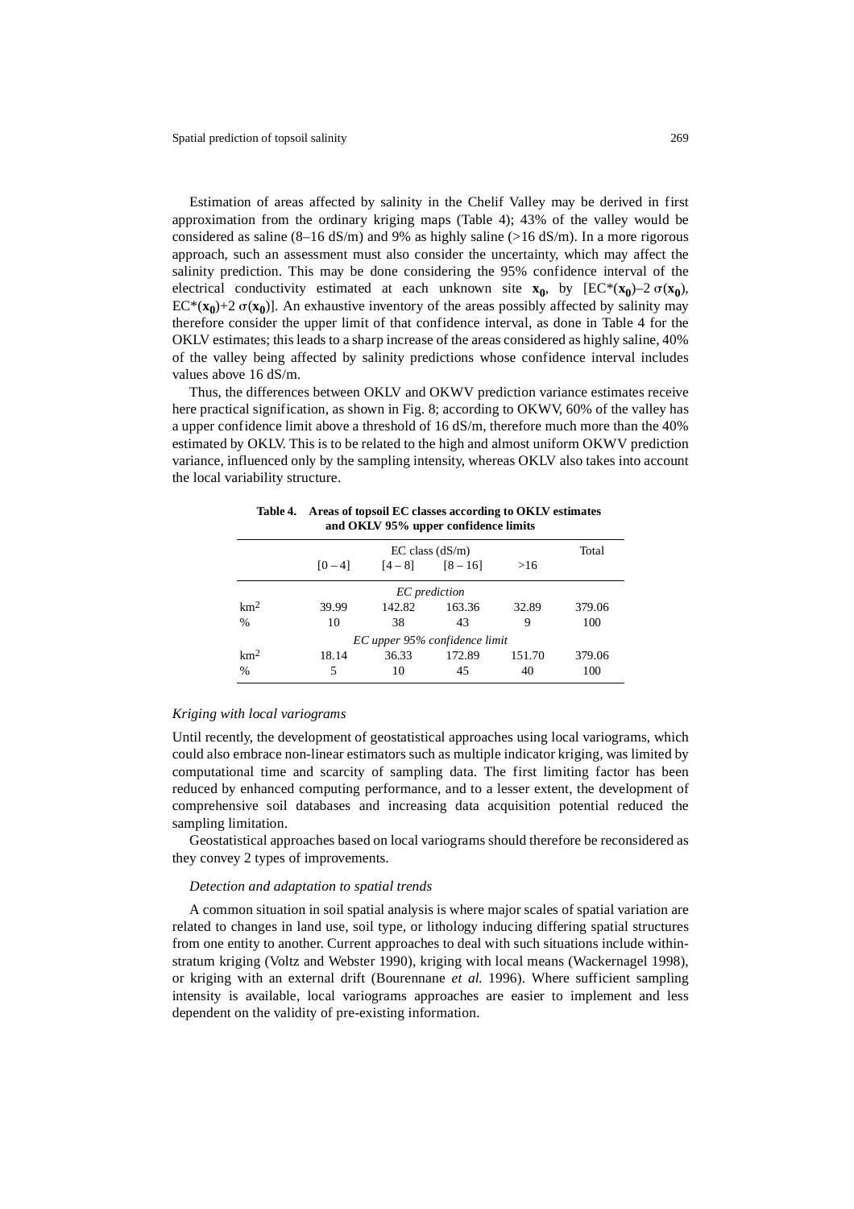Estimation of areas affected by salinity in the Chelif Valley may be derived in first approximation from the ordinary kriging maps (Table 4); 43% of the valley would be considered as saline (8–16 dS/m) and 9% as highly saline (>16 dS/m). In a more rigorous approach, such an assessment must also consider the uncertainty, which may affect the salinity prediction. This may be done considering the 95% confidence interval of the electrical conductivity estimated at each unknown site $\mathbf{x_0}$, by $[EC^*(\mathbf{x_0})–2\,\sigma(\mathbf{x_0}), EC^*(\mathbf{x_0})+2\,\sigma(\mathbf{x_0})]$. An exhaustive inventory of the areas possibly affected by salinity may therefore consider the upper limit of that confidence interval, as done in Table 4 for the OKLV estimates; this leads to a sharp increase of the areas considered as highly saline, 40% of the valley being affected by salinity predictions whose confidence interval includes values above 16 dS/m.

Thus, the differences between OKLV and OKWV prediction variance estimates receive here practical signification, as shown in Fig. 8; according to OKWV, 60% of the valley has a upper confidence limit above a threshold of 16 dS/m, therefore much more than the 40% estimated by OKLV. This is to be related to the high and almost uniform OKWV prediction variance, influenced only by the sampling intensity, whereas OKLV also takes into account the local variability structure.

**Table 4. Areas of topsoil EC classes according to OKLV estimates and OKLV 95% upper confidence limits**

| | EC class (dS/m) | | | | Total |
|---|---|---|---|---|---|
| | [0 – 4] | [4 – 8] | [8 – 16] | >16 | |
| | *EC prediction* | | | | |
| km$^2$ | 39.99 | 142.82 | 163.36 | 32.89 | 379.06 |
| % | 10 | 38 | 43 | 9 | 100 |
| | *EC upper 95% confidence limit* | | | | |
| km$^2$ | 18.14 | 36.33 | 172.89 | 151.70 | 379.06 |
| % | 5 | 10 | 45 | 40 | 100 |

### *Kriging with local variograms*

Until recently, the development of geostatistical approaches using local variograms, which could also embrace non-linear estimators such as multiple indicator kriging, was limited by computational time and scarcity of sampling data. The first limiting factor has been reduced by enhanced computing performance, and to a lesser extent, the development of comprehensive soil databases and increasing data acquisition potential reduced the sampling limitation.

Geostatistical approaches based on local variograms should therefore be reconsidered as they convey 2 types of improvements.

#### *Detection and adaptation to spatial trends*

A common situation in soil spatial analysis is where major scales of spatial variation are related to changes in land use, soil type, or lithology inducing differing spatial structures from one entity to another. Current approaches to deal with such situations include within-stratum kriging (Voltz and Webster 1990), kriging with local means (Wackernagel 1998), or kriging with an external drift (Bourennane *et al.* 1996). Where sufficient sampling intensity is available, local variograms approaches are easier to implement and less dependent on the validity of pre-existing information.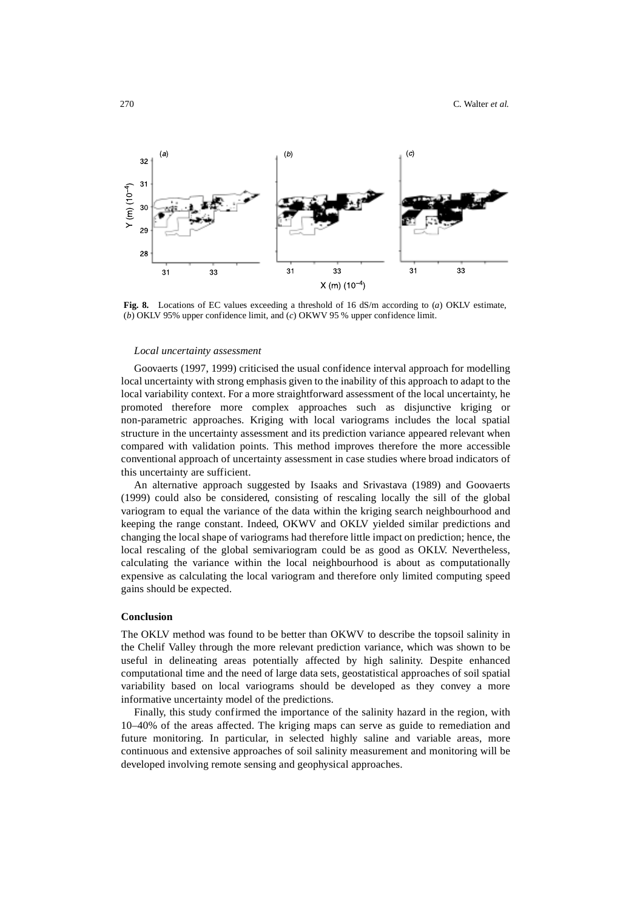**Fig. 8.** Locations of EC values exceeding a threshold of 16 dS/m according to (*a*) OKLV estimate, (*b*) OKLV 95% upper confidence limit, and (*c*) OKWV 95 % upper confidence limit.

*Local uncertainty assessment*

Goovaerts (1997, 1999) criticised the usual confidence interval approach for modelling local uncertainty with strong emphasis given to the inability of this approach to adapt to the local variability context. For a more straightforward assessment of the local uncertainty, he promoted therefore more complex approaches such as disjunctive kriging or non-parametric approaches. Kriging with local variograms includes the local spatial structure in the uncertainty assessment and its prediction variance appeared relevant when compared with validation points. This method improves therefore the more accessible conventional approach of uncertainty assessment in case studies where broad indicators of this uncertainty are sufficient.

An alternative approach suggested by Isaaks and Srivastava (1989) and Goovaerts (1999) could also be considered, consisting of rescaling locally the sill of the global variogram to equal the variance of the data within the kriging search neighbourhood and keeping the range constant. Indeed, OKWV and OKLV yielded similar predictions and changing the local shape of variograms had therefore little impact on prediction; hence, the local rescaling of the global semivariogram could be as good as OKLV. Nevertheless, calculating the variance within the local neighbourhood is about as computationally expensive as calculating the local variogram and therefore only limited computing speed gains should be expected.

## Conclusion

The OKLV method was found to be better than OKWV to describe the topsoil salinity in the Chelif Valley through the more relevant prediction variance, which was shown to be useful in delineating areas potentially affected by high salinity. Despite enhanced computational time and the need of large data sets, geostatistical approaches of soil spatial variability based on local variograms should be developed as they convey a more informative uncertainty model of the predictions.

Finally, this study confirmed the importance of the salinity hazard in the region, with 10–40% of the areas affected. The kriging maps can serve as guide to remediation and future monitoring. In particular, in selected highly saline and variable areas, more continuous and extensive approaches of soil salinity measurement and monitoring will be developed involving remote sensing and geophysical approaches.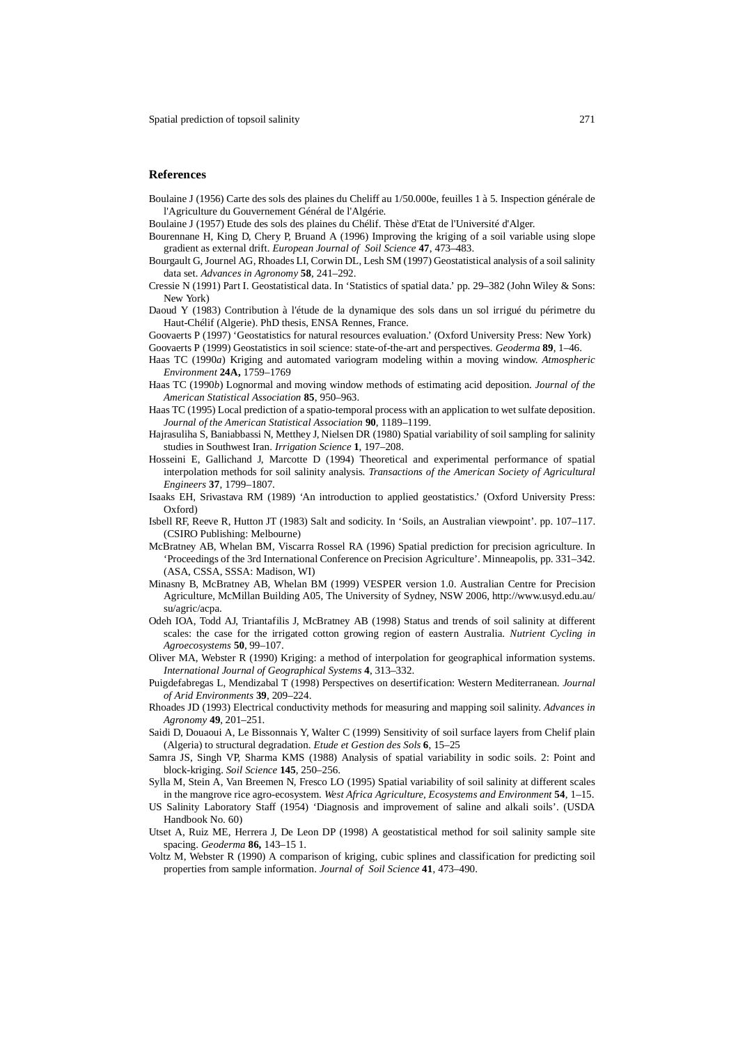## References

Boulaine J (1956) Carte des sols des plaines du Cheliff au 1/50.000e, feuilles 1 à 5. Inspection générale de l'Agriculture du Gouvernement Général de l'Algérie.

Boulaine J (1957) Etude des sols des plaines du Chélif. Thèse d'Etat de l'Université d'Alger.

Bourennane H, King D, Chery P, Bruand A (1996) Improving the kriging of a soil variable using slope gradient as external drift. *European Journal of Soil Science* **47**, 473–483.

Bourgault G, Journel AG, Rhoades LI, Corwin DL, Lesh SM (1997) Geostatistical analysis of a soil salinity data set. *Advances in Agronomy* **58**, 241–292.

Cressie N (1991) Part I. Geostatistical data. In 'Statistics of spatial data.' pp. 29–382 (John Wiley & Sons: New York)

Daoud Y (1983) Contribution à l'étude de la dynamique des sols dans un sol irrigué du périmetre du Haut-Chélif (Algerie). PhD thesis, ENSA Rennes, France.

Goovaerts P (1997) 'Geostatistics for natural resources evaluation.' (Oxford University Press: New York)

Goovaerts P (1999) Geostatistics in soil science: state-of-the-art and perspectives. *Geoderma* **89**, 1–46.

Haas TC (1990*a*) Kriging and automated variogram modeling within a moving window. *Atmospheric Environment* **24A,** 1759–1769

Haas TC (1990*b*) Lognormal and moving window methods of estimating acid deposition. *Journal of the American Statistical Association* **85**, 950–963.

Haas TC (1995) Local prediction of a spatio-temporal process with an application to wet sulfate deposition. *Journal of the American Statistical Association* **90**, 1189–1199.

Hajrasuliha S, Baniabbassi N, Metthey J, Nielsen DR (1980) Spatial variability of soil sampling for salinity studies in Southwest Iran. *Irrigation Science* **1**, 197–208.

Hosseini E, Gallichand J, Marcotte D (1994) Theoretical and experimental performance of spatial interpolation methods for soil salinity analysis. *Transactions of the American Society of Agricultural Engineers* **37**, 1799–1807.

Isaaks EH, Srivastava RM (1989) 'An introduction to applied geostatistics.' (Oxford University Press: Oxford)

Isbell RF, Reeve R, Hutton JT (1983) Salt and sodicity. In 'Soils, an Australian viewpoint'. pp. 107–117. (CSIRO Publishing: Melbourne)

McBratney AB, Whelan BM, Viscarra Rossel RA (1996) Spatial prediction for precision agriculture. In 'Proceedings of the 3rd International Conference on Precision Agriculture'. Minneapolis, pp. 331–342. (ASA, CSSA, SSSA: Madison, WI)

Minasny B, McBratney AB, Whelan BM (1999) VESPER version 1.0. Australian Centre for Precision Agriculture, McMillan Building A05, The University of Sydney, NSW 2006, http://www.usyd.edu.au/su/agric/acpa.

Odeh IOA, Todd AJ, Triantafilis J, McBratney AB (1998) Status and trends of soil salinity at different scales: the case for the irrigated cotton growing region of eastern Australia. *Nutrient Cycling in Agroecosystems* **50**, 99–107.

Oliver MA, Webster R (1990) Kriging: a method of interpolation for geographical information systems. *International Journal of Geographical Systems* **4**, 313–332.

Puigdefabregas L, Mendizabal T (1998) Perspectives on desertification: Western Mediterranean. *Journal of Arid Environments* **39**, 209–224.

Rhoades JD (1993) Electrical conductivity methods for measuring and mapping soil salinity. *Advances in Agronomy* **49**, 201–251.

Saidi D, Douaoui A, Le Bissonnais Y, Walter C (1999) Sensitivity of soil surface layers from Chelif plain (Algeria) to structural degradation. *Etude et Gestion des Sols* **6**, 15–25

Samra JS, Singh VP, Sharma KMS (1988) Analysis of spatial variability in sodic soils. 2: Point and block-kriging. *Soil Science* **145**, 250–256.

Sylla M, Stein A, Van Breemen N, Fresco LO (1995) Spatial variability of soil salinity at different scales in the mangrove rice agro-ecosystem. *West Africa Agriculture, Ecosystems and Environment* **54**, 1–15.

US Salinity Laboratory Staff (1954) 'Diagnosis and improvement of saline and alkali soils'. (USDA Handbook No. 60)

Utset A, Ruiz ME, Herrera J, De Leon DP (1998) A geostatistical method for soil salinity sample site spacing. *Geoderma* **86,** 143–15 1.

Voltz M, Webster R (1990) A comparison of kriging, cubic splines and classification for predicting soil properties from sample information. *Journal of Soil Science* **41**, 473–490.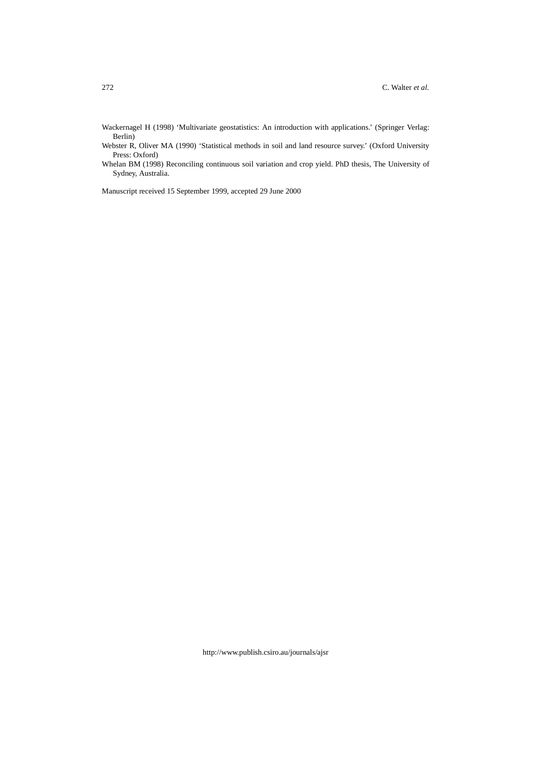Wackernagel H (1998) 'Multivariate geostatistics: An introduction with applications.' (Springer Verlag: Berlin)

Webster R, Oliver MA (1990) 'Statistical methods in soil and land resource survey.' (Oxford University Press: Oxford)

Whelan BM (1998) Reconciling continuous soil variation and crop yield. PhD thesis, The University of Sydney, Australia.

Manuscript received 15 September 1999, accepted 29 June 2000